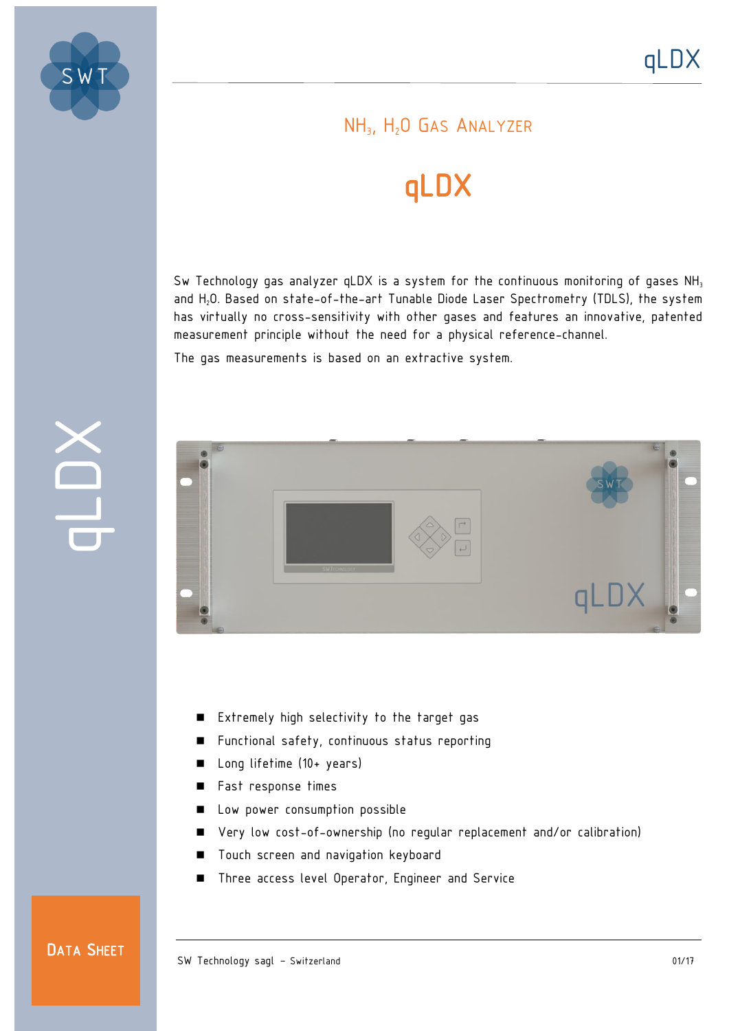## $NH_3$, $H_2O$ Gas Analyzer

# qLDX

Sw Technology gas analyzer qLDX is a system for the continuous monitoring of gases $NH_3$ and $H_2O$. Based on state-of-the-art Tunable Diode Laser Spectrometry (TDLS), the system has virtually no cross-sensitivity with other gases and features an innovative, patented measurement principle without the need for a physical reference-channel.

The gas measurements is based on an extractive system.

- Extremely high selectivity to the target gas
- Functional safety, continuous status reporting
- Long lifetime (10+ years)
- Fast response times
- Low power consumption possible
- Very low cost-of-ownership (no regular replacement and/or calibration)
- Touch screen and navigation keyboard
- Three access level Operator, Engineer and Service

Data Sheet

SW Technology sagl – Switzerland

01/17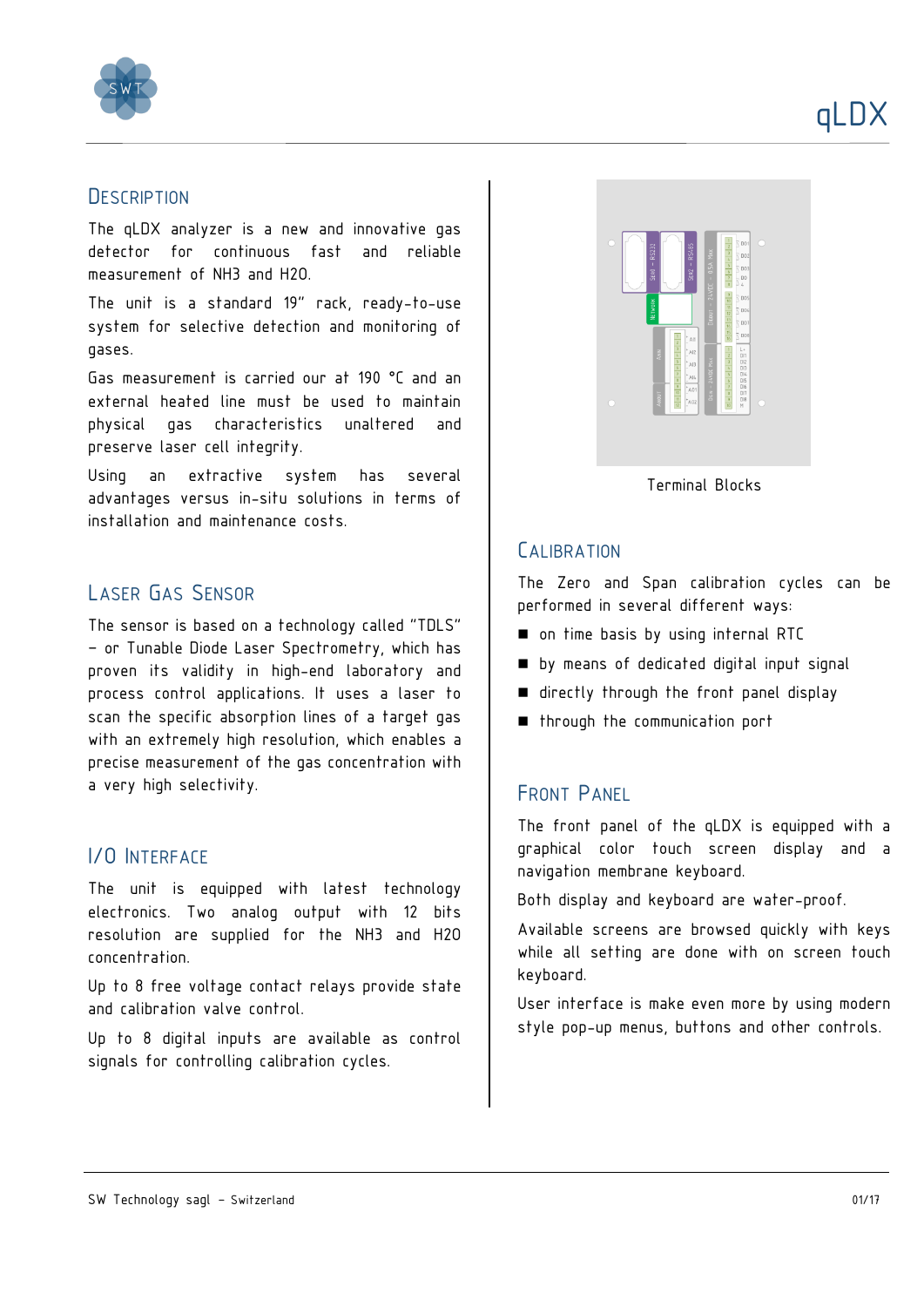## Description

The qLDX analyzer is a new and innovative gas detector for continuous fast and reliable measurement of $NH_3$ and $H_2O$.

The unit is a standard 19" rack, ready-to-use system for selective detection and monitoring of gases.

Gas measurement is carried our at 190 °C and an external heated line must be used to maintain physical gas characteristics unaltered and preserve laser cell integrity.

Using an extractive system has several advantages versus in-situ solutions in terms of installation and maintenance costs.

## Laser Gas Sensor

The sensor is based on a technology called "TDLS" – or Tunable Diode Laser Spectrometry, which has proven its validity in high-end laboratory and process control applications. It uses a laser to scan the specific absorption lines of a target gas with an extremely high resolution, which enables a precise measurement of the gas concentration with a very high selectivity.

## I/O Interface

The unit is equipped with latest technology electronics. Two analog output with 12 bits resolution are supplied for the $NH_3$ and $H_2O$ concentration.

Up to 8 free voltage contact relays provide state and calibration valve control.

Up to 8 digital inputs are available as control signals for controlling calibration cycles.

Terminal Blocks

## Calibration

The Zero and Span calibration cycles can be performed in several different ways:

- on time basis by using internal RTC
- by means of dedicated digital input signal
- directly through the front panel display
- through the communication port

## Front Panel

The front panel of the qLDX is equipped with a graphical color touch screen display and a navigation membrane keyboard.

Both display and keyboard are water-proof.

Available screens are browsed quickly with keys while all setting are done with on screen touch keyboard.

User interface is make even more by using modern style pop-up menus, buttons and other controls.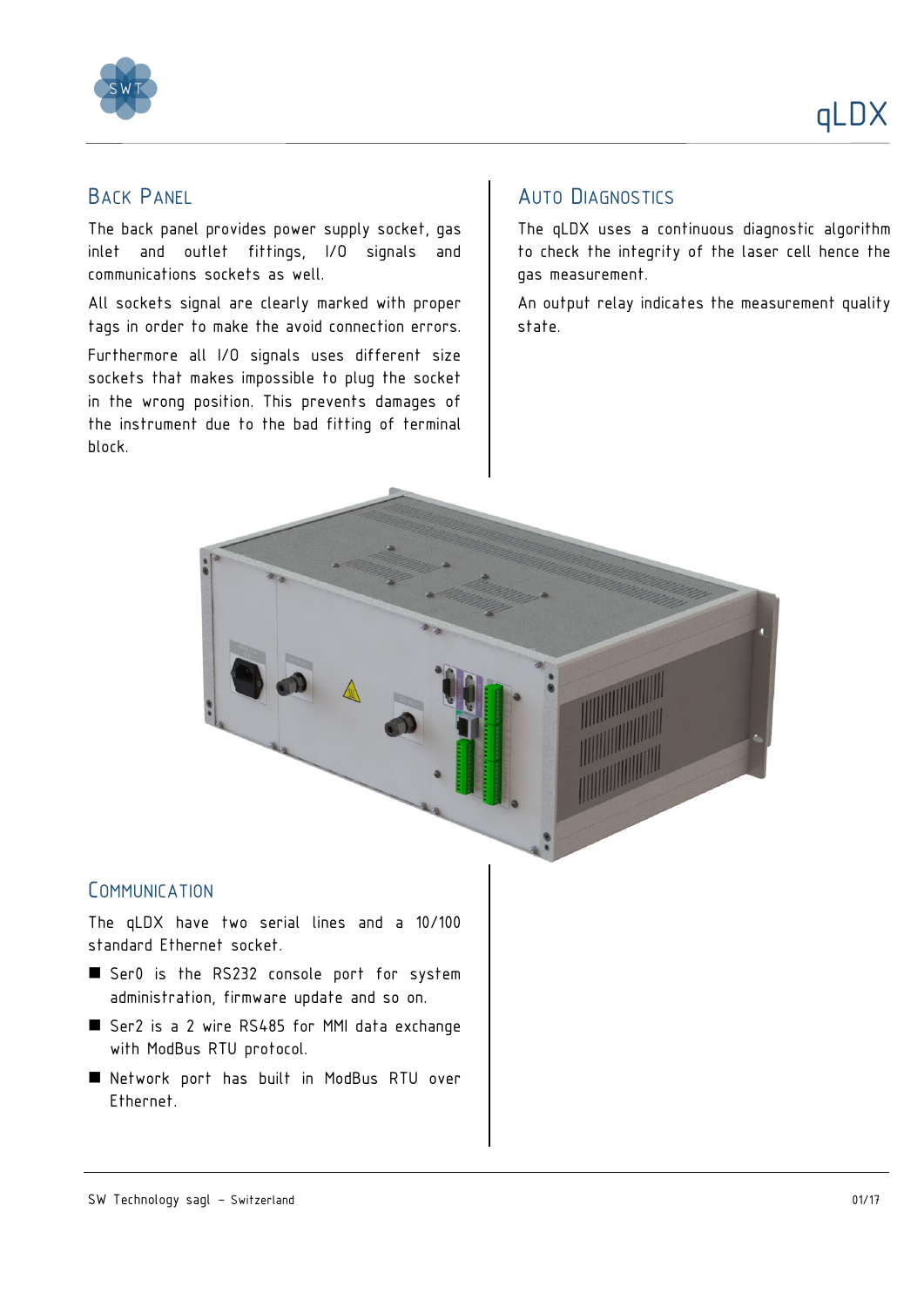## Back Panel

The back panel provides power supply socket, gas inlet and outlet fittings, I/O signals and communications sockets as well.

All sockets signal are clearly marked with proper tags in order to make the avoid connection errors.

Furthermore all I/O signals uses different size sockets that makes impossible to plug the socket in the wrong position. This prevents damages of the instrument due to the bad fitting of terminal block.

## Auto Diagnostics

The qLDX uses a continuous diagnostic algorithm to check the integrity of the laser cell hence the gas measurement.

An output relay indicates the measurement quality state.

## Communication

The qLDX have two serial lines and a 10/100 standard Ethernet socket.

- Ser0 is the RS232 console port for system administration, firmware update and so on.
- Ser2 is a 2 wire RS485 for MMI data exchange with ModBus RTU protocol.
- Network port has built in ModBus RTU over Ethernet.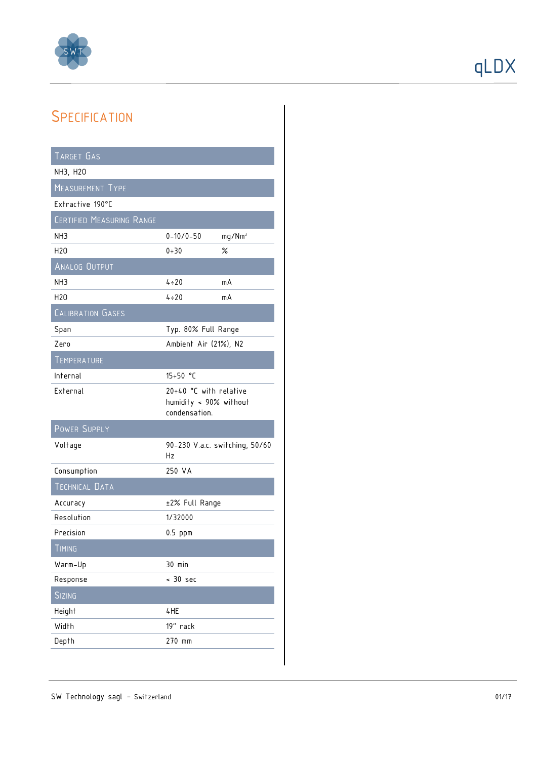# Specification

| | | |
|---|---|---|
| **Target Gas** | | |
| NH3, H2O | | |
| **Measurement Type** | | |
| Extractive 190°C | | |
| **Certified Measuring Range** | | |
| NH3 | 0-10/0-50 | mg/Nm$^3$ |
| H2O | 0÷30 | % |
| **Analog Output** | | |
| NH3 | 4÷20 | mA |
| H2O | 4÷20 | mA |
| **Calibration Gases** | | |
| Span | Typ. 80% Full Range | |
| Zero | Ambient Air (21%), N2 | |
| **Temperature** | | |
| Internal | 15÷50 °C | |
| External | 20÷40 °C with relative humidity < 90% without condensation. | |
| **Power Supply** | | |
| Voltage | 90-230 V.a.c. switching, 50/60 Hz | |
| Consumption | 250 VA | |
| **Technical Data** | | |
| Accuracy | ±2% Full Range | |
| Resolution | 1/32000 | |
| Precision | 0.5 ppm | |
| **Timing** | | |
| Warm-Up | 30 min | |
| Response | < 30 sec | |
| **Sizing** | | |
| Height | 4HE | |
| Width | 19" rack | |
| Depth | 270 mm | |